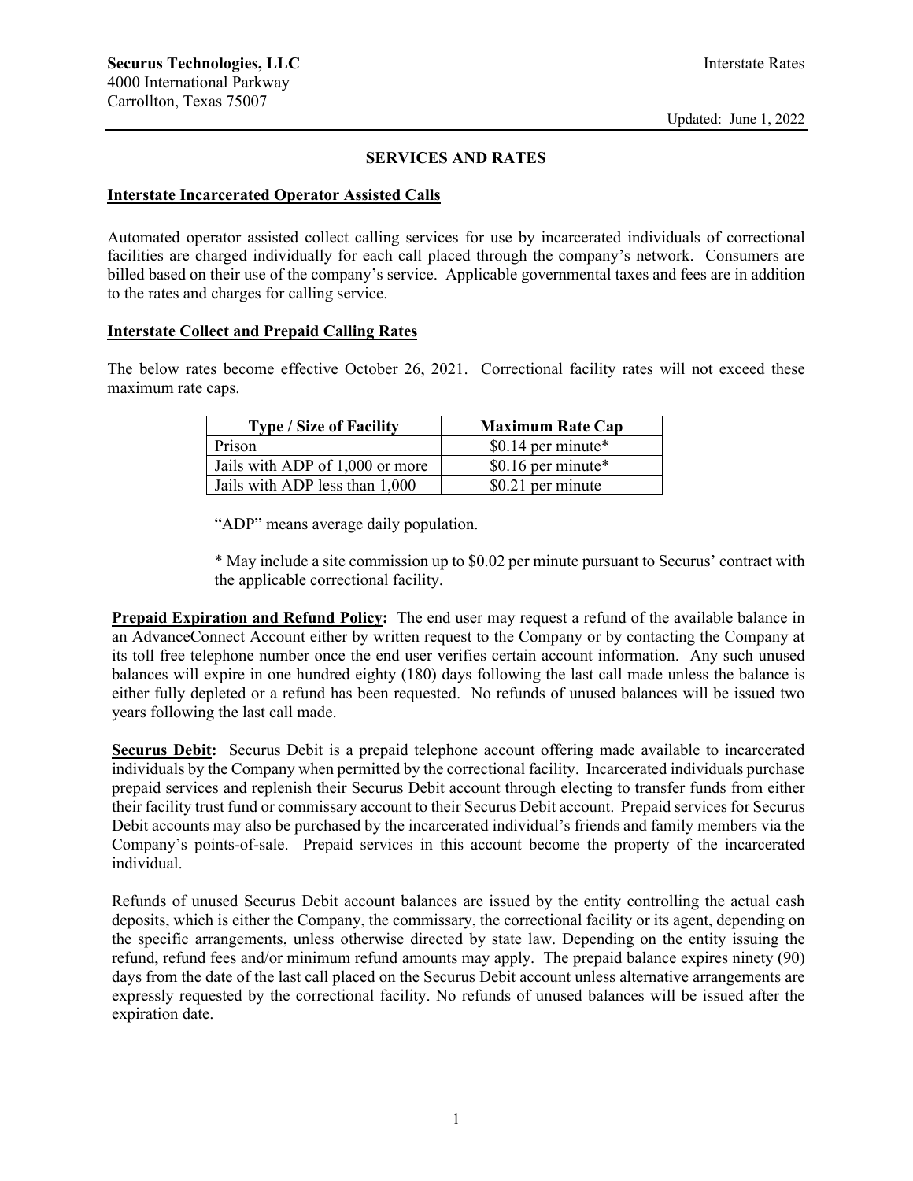**Securus Technologies, LLC**
4000 International Parkway
Carrollton, Texas 75007

Interstate Rates

Updated: June 1, 2022

## SERVICES AND RATES

### Interstate Incarcerated Operator Assisted Calls

Automated operator assisted collect calling services for use by incarcerated individuals of correctional facilities are charged individually for each call placed through the company's network. Consumers are billed based on their use of the company's service. Applicable governmental taxes and fees are in addition to the rates and charges for calling service.

### Interstate Collect and Prepaid Calling Rates

The below rates become effective October 26, 2021. Correctional facility rates will not exceed these maximum rate caps.

| Type / Size of Facility | Maximum Rate Cap |
| --- | --- |
| Prison | $0.14 per minute* |
| Jails with ADP of 1,000 or more | $0.16 per minute* |
| Jails with ADP less than 1,000 | $0.21 per minute |

"ADP" means average daily population.

* May include a site commission up to $0.02 per minute pursuant to Securus' contract with the applicable correctional facility.

**Prepaid Expiration and Refund Policy:** The end user may request a refund of the available balance in an AdvanceConnect Account either by written request to the Company or by contacting the Company at its toll free telephone number once the end user verifies certain account information. Any such unused balances will expire in one hundred eighty (180) days following the last call made unless the balance is either fully depleted or a refund has been requested. No refunds of unused balances will be issued two years following the last call made.

**Securus Debit:** Securus Debit is a prepaid telephone account offering made available to incarcerated individuals by the Company when permitted by the correctional facility. Incarcerated individuals purchase prepaid services and replenish their Securus Debit account through electing to transfer funds from either their facility trust fund or commissary account to their Securus Debit account. Prepaid services for Securus Debit accounts may also be purchased by the incarcerated individual's friends and family members via the Company's points-of-sale. Prepaid services in this account become the property of the incarcerated individual.

Refunds of unused Securus Debit account balances are issued by the entity controlling the actual cash deposits, which is either the Company, the commissary, the correctional facility or its agent, depending on the specific arrangements, unless otherwise directed by state law. Depending on the entity issuing the refund, refund fees and/or minimum refund amounts may apply. The prepaid balance expires ninety (90) days from the date of the last call placed on the Securus Debit account unless alternative arrangements are expressly requested by the correctional facility. No refunds of unused balances will be issued after the expiration date.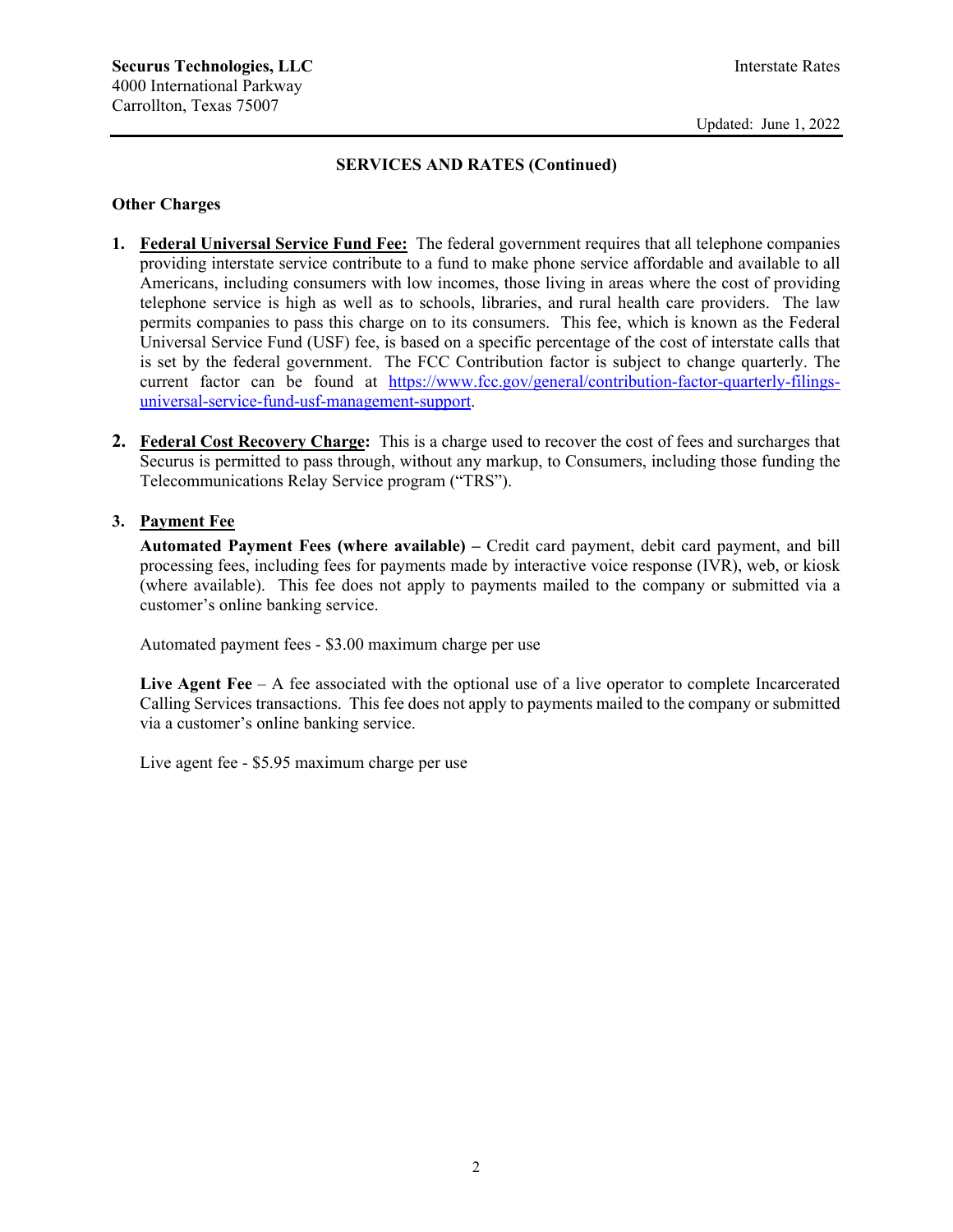## SERVICES AND RATES (Continued)

### Other Charges

1. **Federal Universal Service Fund Fee:** The federal government requires that all telephone companies providing interstate service contribute to a fund to make phone service affordable and available to all Americans, including consumers with low incomes, those living in areas where the cost of providing telephone service is high as well as to schools, libraries, and rural health care providers. The law permits companies to pass this charge on to its consumers. This fee, which is known as the Federal Universal Service Fund (USF) fee, is based on a specific percentage of the cost of interstate calls that is set by the federal government. The FCC Contribution factor is subject to change quarterly. The current factor can be found at https://www.fcc.gov/general/contribution-factor-quarterly-filings-universal-service-fund-usf-management-support.

2. **Federal Cost Recovery Charge:** This is a charge used to recover the cost of fees and surcharges that Securus is permitted to pass through, without any markup, to Consumers, including those funding the Telecommunications Relay Service program ("TRS").

3. **Payment Fee**

   **Automated Payment Fees (where available) –** Credit card payment, debit card payment, and bill processing fees, including fees for payments made by interactive voice response (IVR), web, or kiosk (where available). This fee does not apply to payments mailed to the company or submitted via a customer's online banking service.

   Automated payment fees - $3.00 maximum charge per use

   **Live Agent Fee** – A fee associated with the optional use of a live operator to complete Incarcerated Calling Services transactions. This fee does not apply to payments mailed to the company or submitted via a customer's online banking service.

   Live agent fee - $5.95 maximum charge per use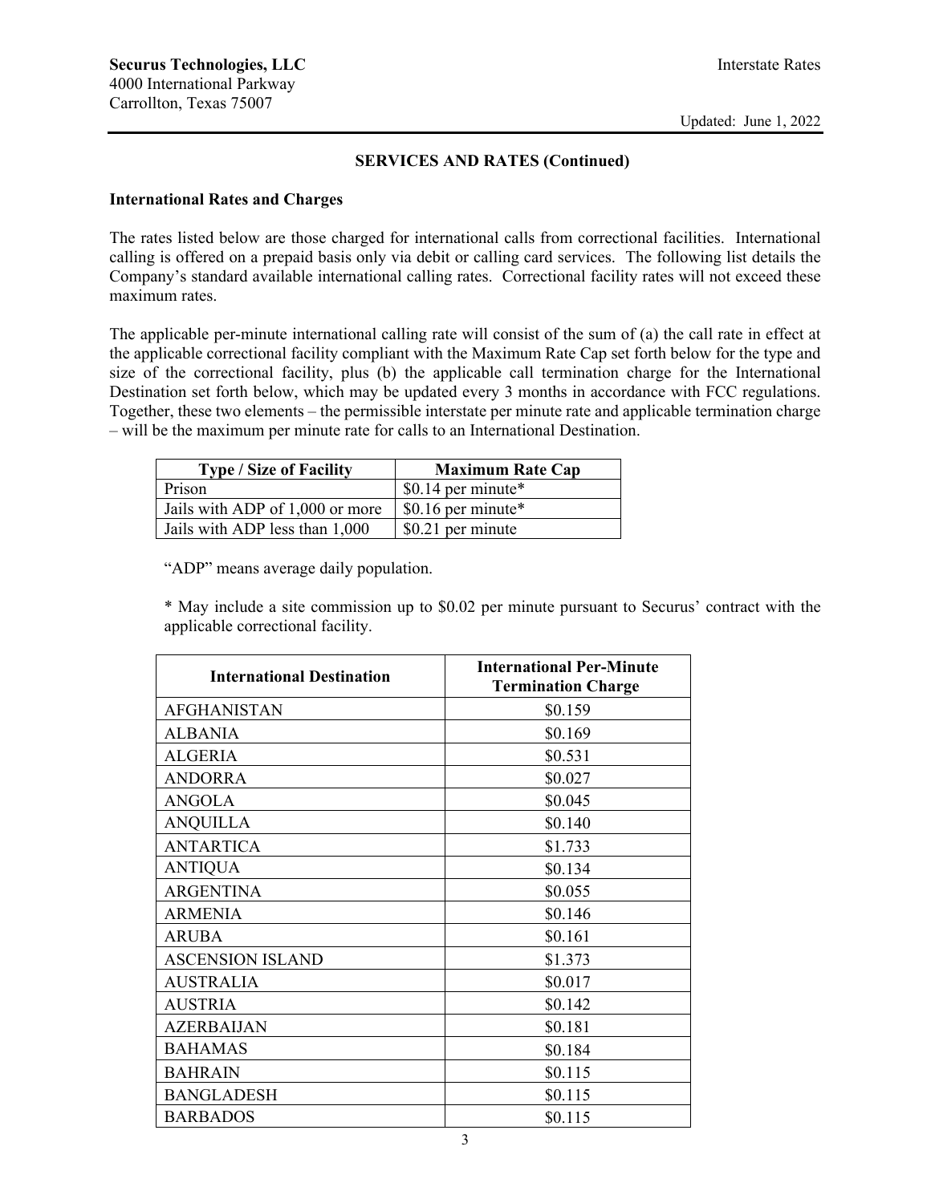## SERVICES AND RATES (Continued)

### International Rates and Charges

The rates listed below are those charged for international calls from correctional facilities. International calling is offered on a prepaid basis only via debit or calling card services. The following list details the Company's standard available international calling rates. Correctional facility rates will not exceed these maximum rates.

The applicable per-minute international calling rate will consist of the sum of (a) the call rate in effect at the applicable correctional facility compliant with the Maximum Rate Cap set forth below for the type and size of the correctional facility, plus (b) the applicable call termination charge for the International Destination set forth below, which may be updated every 3 months in accordance with FCC regulations. Together, these two elements – the permissible interstate per minute rate and applicable termination charge – will be the maximum per minute rate for calls to an International Destination.

| Type / Size of Facility | Maximum Rate Cap |
|---|---|
| Prison | $0.14 per minute* |
| Jails with ADP of 1,000 or more | $0.16 per minute* |
| Jails with ADP less than 1,000 | $0.21 per minute |

"ADP" means average daily population.

* May include a site commission up to $0.02 per minute pursuant to Securus' contract with the applicable correctional facility.

| International Destination | International Per-Minute Termination Charge |
|---|---|
| AFGHANISTAN | $0.159 |
| ALBANIA | $0.169 |
| ALGERIA | $0.531 |
| ANDORRA | $0.027 |
| ANGOLA | $0.045 |
| ANQUILLA | $0.140 |
| ANTARTICA | $1.733 |
| ANTIQUA | $0.134 |
| ARGENTINA | $0.055 |
| ARMENIA | $0.146 |
| ARUBA | $0.161 |
| ASCENSION ISLAND | $1.373 |
| AUSTRALIA | $0.017 |
| AUSTRIA | $0.142 |
| AZERBAIJAN | $0.181 |
| BAHAMAS | $0.184 |
| BAHRAIN | $0.115 |
| BANGLADESH | $0.115 |
| BARBADOS | $0.115 |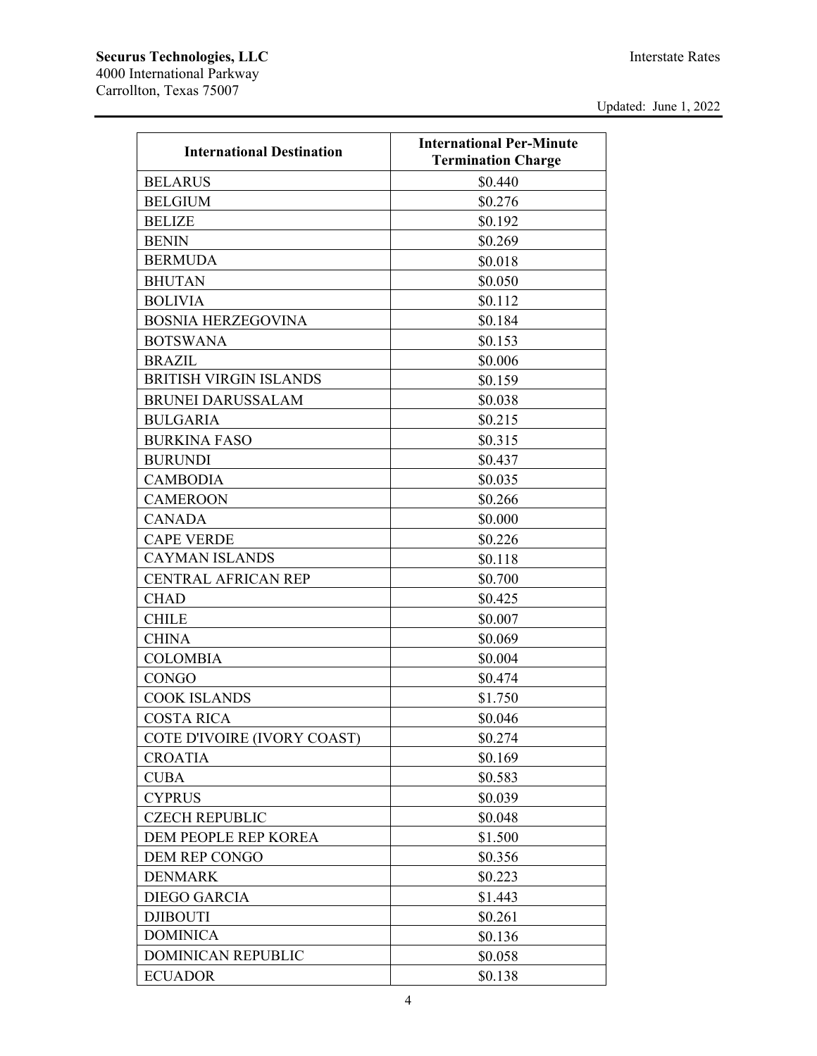| International Destination | International Per-Minute Termination Charge |
|---|---|
| BELARUS | \$0.440 |
| BELGIUM | \$0.276 |
| BELIZE | \$0.192 |
| BENIN | \$0.269 |
| BERMUDA | \$0.018 |
| BHUTAN | \$0.050 |
| BOLIVIA | \$0.112 |
| BOSNIA HERZEGOVINA | \$0.184 |
| BOTSWANA | \$0.153 |
| BRAZIL | \$0.006 |
| BRITISH VIRGIN ISLANDS | \$0.159 |
| BRUNEI DARUSSALAM | \$0.038 |
| BULGARIA | \$0.215 |
| BURKINA FASO | \$0.315 |
| BURUNDI | \$0.437 |
| CAMBODIA | \$0.035 |
| CAMEROON | \$0.266 |
| CANADA | \$0.000 |
| CAPE VERDE | \$0.226 |
| CAYMAN ISLANDS | \$0.118 |
| CENTRAL AFRICAN REP | \$0.700 |
| CHAD | \$0.425 |
| CHILE | \$0.007 |
| CHINA | \$0.069 |
| COLOMBIA | \$0.004 |
| CONGO | \$0.474 |
| COOK ISLANDS | \$1.750 |
| COSTA RICA | \$0.046 |
| COTE D'IVOIRE (IVORY COAST) | \$0.274 |
| CROATIA | \$0.169 |
| CUBA | \$0.583 |
| CYPRUS | \$0.039 |
| CZECH REPUBLIC | \$0.048 |
| DEM PEOPLE REP KOREA | \$1.500 |
| DEM REP CONGO | \$0.356 |
| DENMARK | \$0.223 |
| DIEGO GARCIA | \$1.443 |
| DJIBOUTI | \$0.261 |
| DOMINICA | \$0.136 |
| DOMINICAN REPUBLIC | \$0.058 |
| ECUADOR | \$0.138 |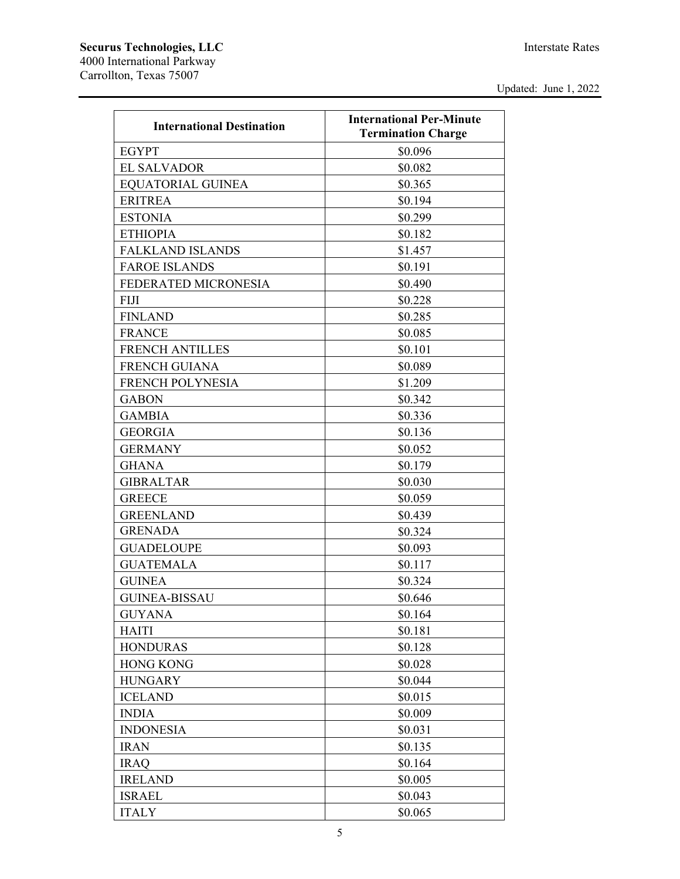| International Destination | International Per-Minute Termination Charge |
|---|---|
| EGYPT | $0.096 |
| EL SALVADOR | $0.082 |
| EQUATORIAL GUINEA | $0.365 |
| ERITREA | $0.194 |
| ESTONIA | $0.299 |
| ETHIOPIA | $0.182 |
| FALKLAND ISLANDS | $1.457 |
| FAROE ISLANDS | $0.191 |
| FEDERATED MICRONESIA | $0.490 |
| FIJI | $0.228 |
| FINLAND | $0.285 |
| FRANCE | $0.085 |
| FRENCH ANTILLES | $0.101 |
| FRENCH GUIANA | $0.089 |
| FRENCH POLYNESIA | $1.209 |
| GABON | $0.342 |
| GAMBIA | $0.336 |
| GEORGIA | $0.136 |
| GERMANY | $0.052 |
| GHANA | $0.179 |
| GIBRALTAR | $0.030 |
| GREECE | $0.059 |
| GREENLAND | $0.439 |
| GRENADA | $0.324 |
| GUADELOUPE | $0.093 |
| GUATEMALA | $0.117 |
| GUINEA | $0.324 |
| GUINEA-BISSAU | $0.646 |
| GUYANA | $0.164 |
| HAITI | $0.181 |
| HONDURAS | $0.128 |
| HONG KONG | $0.028 |
| HUNGARY | $0.044 |
| ICELAND | $0.015 |
| INDIA | $0.009 |
| INDONESIA | $0.031 |
| IRAN | $0.135 |
| IRAQ | $0.164 |
| IRELAND | $0.005 |
| ISRAEL | $0.043 |
| ITALY | $0.065 |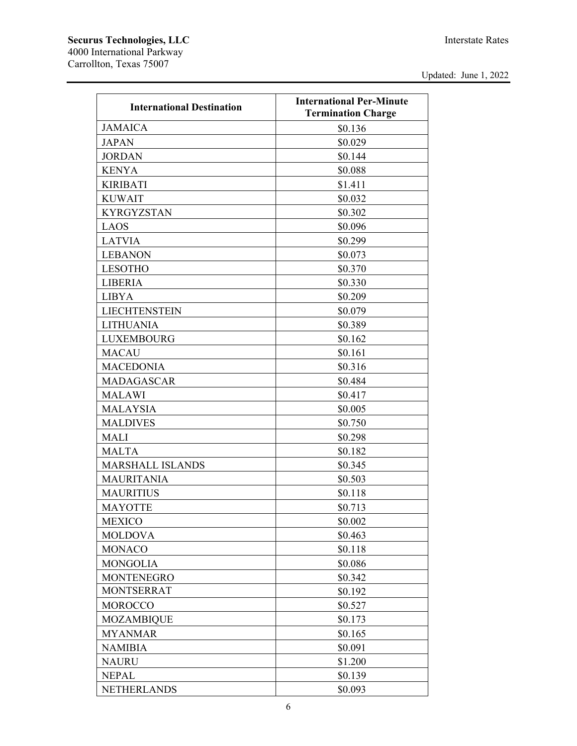| International Destination | International Per-Minute Termination Charge |
|---|---|
| JAMAICA | $0.136 |
| JAPAN | $0.029 |
| JORDAN | $0.144 |
| KENYA | $0.088 |
| KIRIBATI | $1.411 |
| KUWAIT | $0.032 |
| KYRGYZSTAN | $0.302 |
| LAOS | $0.096 |
| LATVIA | $0.299 |
| LEBANON | $0.073 |
| LESOTHO | $0.370 |
| LIBERIA | $0.330 |
| LIBYA | $0.209 |
| LIECHTENSTEIN | $0.079 |
| LITHUANIA | $0.389 |
| LUXEMBOURG | $0.162 |
| MACAU | $0.161 |
| MACEDONIA | $0.316 |
| MADAGASCAR | $0.484 |
| MALAWI | $0.417 |
| MALAYSIA | $0.005 |
| MALDIVES | $0.750 |
| MALI | $0.298 |
| MALTA | $0.182 |
| MARSHALL ISLANDS | $0.345 |
| MAURITANIA | $0.503 |
| MAURITIUS | $0.118 |
| MAYOTTE | $0.713 |
| MEXICO | $0.002 |
| MOLDOVA | $0.463 |
| MONACO | $0.118 |
| MONGOLIA | $0.086 |
| MONTENEGRO | $0.342 |
| MONTSERRAT | $0.192 |
| MOROCCO | $0.527 |
| MOZAMBIQUE | $0.173 |
| MYANMAR | $0.165 |
| NAMIBIA | $0.091 |
| NAURU | $1.200 |
| NEPAL | $0.139 |
| NETHERLANDS | $0.093 |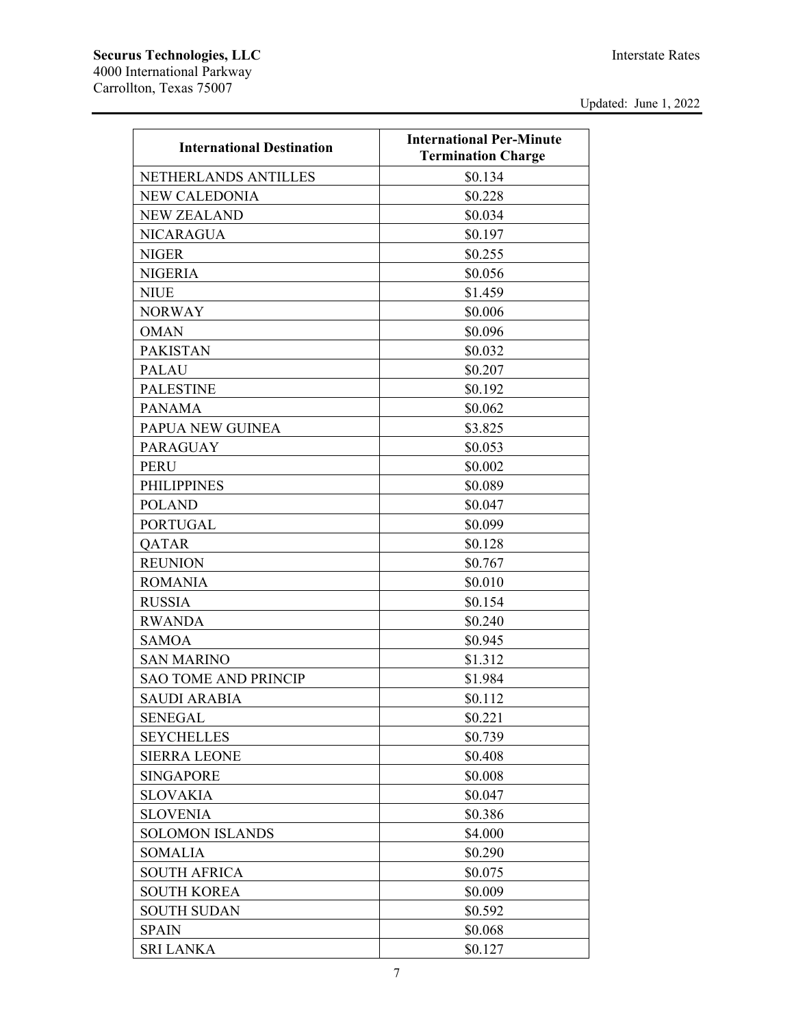| International Destination | International Per-Minute Termination Charge |
| --- | --- |
| NETHERLANDS ANTILLES | $0.134 |
| NEW CALEDONIA | $0.228 |
| NEW ZEALAND | $0.034 |
| NICARAGUA | $0.197 |
| NIGER | $0.255 |
| NIGERIA | $0.056 |
| NIUE | $1.459 |
| NORWAY | $0.006 |
| OMAN | $0.096 |
| PAKISTAN | $0.032 |
| PALAU | $0.207 |
| PALESTINE | $0.192 |
| PANAMA | $0.062 |
| PAPUA NEW GUINEA | $3.825 |
| PARAGUAY | $0.053 |
| PERU | $0.002 |
| PHILIPPINES | $0.089 |
| POLAND | $0.047 |
| PORTUGAL | $0.099 |
| QATAR | $0.128 |
| REUNION | $0.767 |
| ROMANIA | $0.010 |
| RUSSIA | $0.154 |
| RWANDA | $0.240 |
| SAMOA | $0.945 |
| SAN MARINO | $1.312 |
| SAO TOME AND PRINCIP | $1.984 |
| SAUDI ARABIA | $0.112 |
| SENEGAL | $0.221 |
| SEYCHELLES | $0.739 |
| SIERRA LEONE | $0.408 |
| SINGAPORE | $0.008 |
| SLOVAKIA | $0.047 |
| SLOVENIA | $0.386 |
| SOLOMON ISLANDS | $4.000 |
| SOMALIA | $0.290 |
| SOUTH AFRICA | $0.075 |
| SOUTH KOREA | $0.009 |
| SOUTH SUDAN | $0.592 |
| SPAIN | $0.068 |
| SRI LANKA | $0.127 |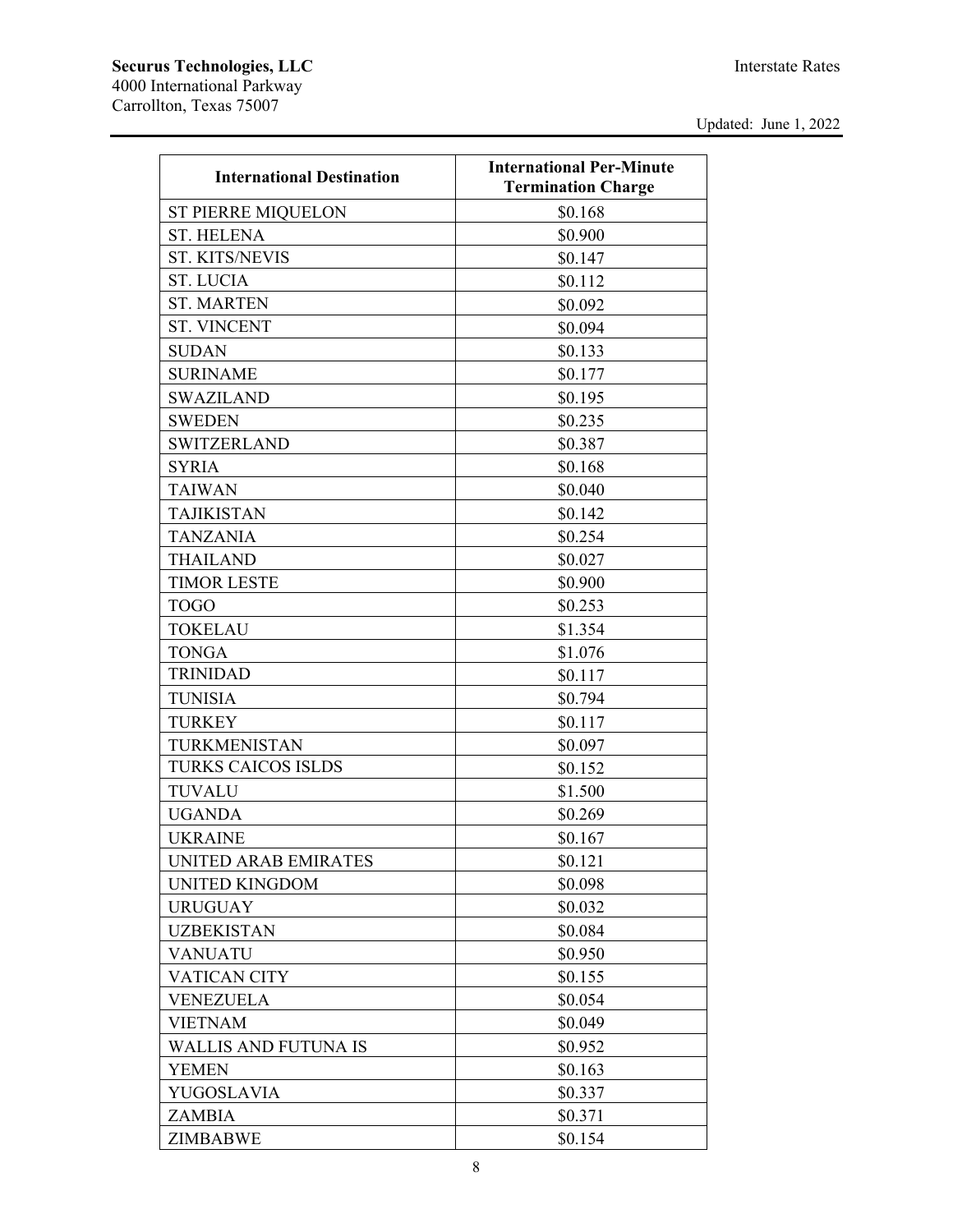| International Destination | International Per-Minute Termination Charge |
|---|---|
| ST PIERRE MIQUELON | $0.168 |
| ST. HELENA | $0.900 |
| ST. KITS/NEVIS | $0.147 |
| ST. LUCIA | $0.112 |
| ST. MARTEN | $0.092 |
| ST. VINCENT | $0.094 |
| SUDAN | $0.133 |
| SURINAME | $0.177 |
| SWAZILAND | $0.195 |
| SWEDEN | $0.235 |
| SWITZERLAND | $0.387 |
| SYRIA | $0.168 |
| TAIWAN | $0.040 |
| TAJIKISTAN | $0.142 |
| TANZANIA | $0.254 |
| THAILAND | $0.027 |
| TIMOR LESTE | $0.900 |
| TOGO | $0.253 |
| TOKELAU | $1.354 |
| TONGA | $1.076 |
| TRINIDAD | $0.117 |
| TUNISIA | $0.794 |
| TURKEY | $0.117 |
| TURKMENISTAN | $0.097 |
| TURKS CAICOS ISLDS | $0.152 |
| TUVALU | $1.500 |
| UGANDA | $0.269 |
| UKRAINE | $0.167 |
| UNITED ARAB EMIRATES | $0.121 |
| UNITED KINGDOM | $0.098 |
| URUGUAY | $0.032 |
| UZBEKISTAN | $0.084 |
| VANUATU | $0.950 |
| VATICAN CITY | $0.155 |
| VENEZUELA | $0.054 |
| VIETNAM | $0.049 |
| WALLIS AND FUTUNA IS | $0.952 |
| YEMEN | $0.163 |
| YUGOSLAVIA | $0.337 |
| ZAMBIA | $0.371 |
| ZIMBABWE | $0.154 |